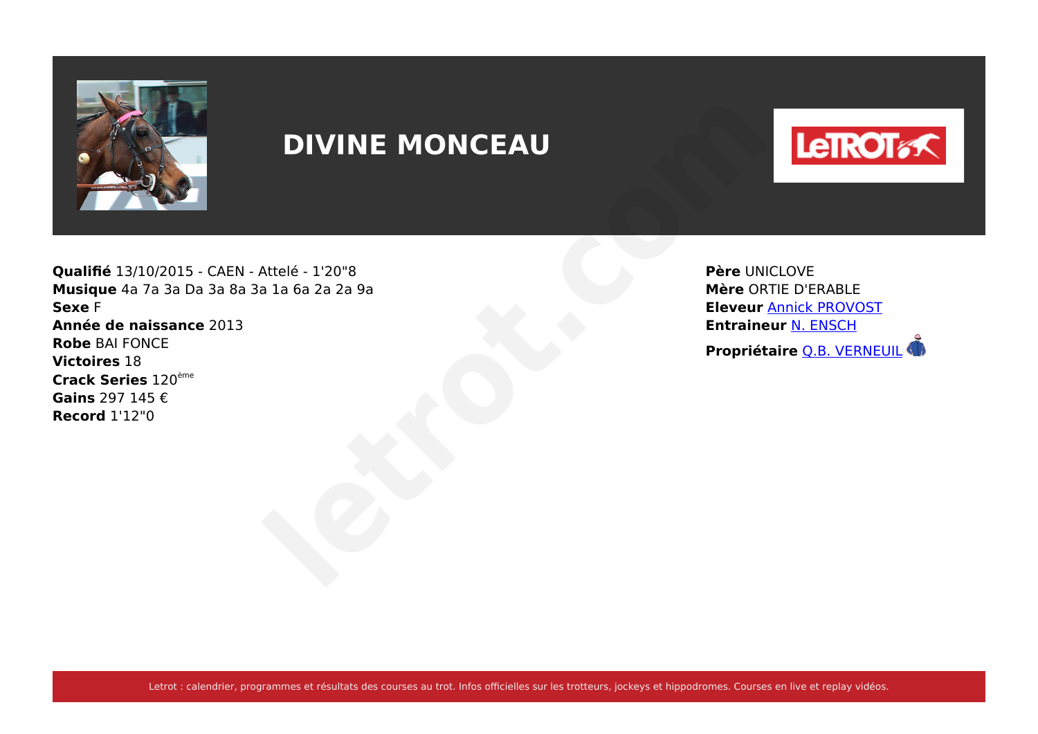# DIVINE MONCEAU

**Qualifié** 13/10/2015 - CAEN - Attelé - 1'20"8
**Musique** 4a 7a 3a Da 3a 8a 3a 1a 6a 2a 2a 9a
**Sexe** F
**Année de naissance** 2013
**Robe** BAI FONCE
**Victoires** 18
**Crack Series** 120ème
**Gains** 297 145 €
**Record** 1'12"0

**Père** UNICLOVE
**Mère** ORTIE D'ERABLE
**Eleveur** Annick PROVOST
**Entraineur** N. ENSCH
**Propriétaire** Q.B. VERNEUIL

Letrot : calendrier, programmes et résultats des courses au trot. Infos officielles sur les trotteurs, jockeys et hippodromes. Courses en live et replay vidéos.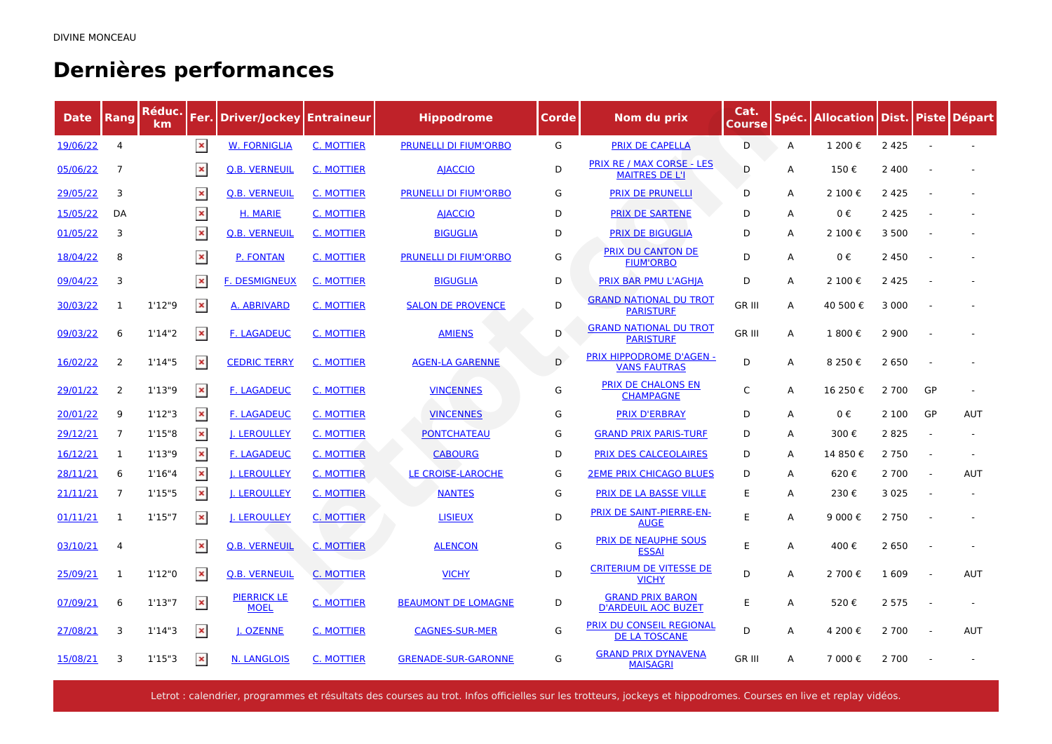DIVINE MONCEAU

# Dernières performances

| Date | Rang | Réduc. km | Fer. | Driver/Jockey | Entraineur | Hippodrome | Corde | Nom du prix | Cat. Course | Spéc. | Allocation | Dist. | Piste | Départ |
|---|---|---|---|---|---|---|---|---|---|---|---|---|---|---|
| 19/06/22 | 4 | | | W. FORNIGLIA | C. MOTTIER | PRUNELLI DI FIUM'ORBO | G | PRIX DE CAPELLA | D | A | 1 200 € | 2 425 | - | - |
| 05/06/22 | 7 | | | O.B. VERNEUIL | C. MOTTIER | AJACCIO | D | PRIX RE / MAX CORSE - LES MAITRES DE L'I | D | A | 150 € | 2 400 | - | - |
| 29/05/22 | 3 | | | O.B. VERNEUIL | C. MOTTIER | PRUNELLI DI FIUM'ORBO | G | PRIX DE PRUNELLI | D | A | 2 100 € | 2 425 | - | - |
| 15/05/22 | DA | | | H. MARIE | C. MOTTIER | AJACCIO | D | PRIX DE SARTENE | D | A | 0 € | 2 425 | - | - |
| 01/05/22 | 3 | | | O.B. VERNEUIL | C. MOTTIER | BIGUGLIA | D | PRIX DE BIGUGLIA | D | A | 2 100 € | 3 500 | - | - |
| 18/04/22 | 8 | | | P. FONTAN | C. MOTTIER | PRUNELLI DI FIUM'ORBO | G | PRIX DU CANTON DE FIUM'ORBO | D | A | 0 € | 2 450 | - | - |
| 09/04/22 | 3 | | | F. DESMIGNEUX | C. MOTTIER | BIGUGLIA | D | PRIX BAR PMU L'AGHJA | D | A | 2 100 € | 2 425 | - | - |
| 30/03/22 | 1 | 1'12"9 | | A. ABRIVARD | C. MOTTIER | SALON DE PROVENCE | D | GRAND NATIONAL DU TROT PARISTURF | GR III | A | 40 500 € | 3 000 | - | - |
| 09/03/22 | 6 | 1'14"2 | | F. LAGADEUC | C. MOTTIER | AMIENS | D | GRAND NATIONAL DU TROT PARISTURF | GR III | A | 1 800 € | 2 900 | - | - |
| 16/02/22 | 2 | 1'14"5 | | CEDRIC TERRY | C. MOTTIER | AGEN-LA GARENNE | D | PRIX HIPPODROME D'AGEN - VANS FAUTRAS | D | A | 8 250 € | 2 650 | - | - |
| 29/01/22 | 2 | 1'13"9 | | F. LAGADEUC | C. MOTTIER | VINCENNES | G | PRIX DE CHALONS EN CHAMPAGNE | C | A | 16 250 € | 2 700 | GP | - |
| 20/01/22 | 9 | 1'12"3 | | F. LAGADEUC | C. MOTTIER | VINCENNES | G | PRIX D'ERBRAY | D | A | 0 € | 2 100 | GP | AUT |
| 29/12/21 | 7 | 1'15"8 | | J. LEROULLEY | C. MOTTIER | PONTCHATEAU | G | GRAND PRIX PARIS-TURF | D | A | 300 € | 2 825 | - | - |
| 16/12/21 | 1 | 1'13"9 | | F. LAGADEUC | C. MOTTIER | CABOURG | D | PRIX DES CALCEOLAIRES | D | A | 14 850 € | 2 750 | - | - |
| 28/11/21 | 6 | 1'16"4 | | J. LEROULLEY | C. MOTTIER | LE CROISE-LAROCHE | G | 2EME PRIX CHICAGO BLUES | D | A | 620 € | 2 700 | - | AUT |
| 21/11/21 | 7 | 1'15"5 | | J. LEROULLEY | C. MOTTIER | NANTES | G | PRIX DE LA BASSE VILLE | E | A | 230 € | 3 025 | - | - |
| 01/11/21 | 1 | 1'15"7 | | J. LEROULLEY | C. MOTTIER | LISIEUX | D | PRIX DE SAINT-PIERRE-EN-AUGE | E | A | 9 000 € | 2 750 | - | - |
| 03/10/21 | 4 | | | O.B. VERNEUIL | C. MOTTIER | ALENCON | G | PRIX DE NEAUPHE SOUS ESSAI | E | A | 400 € | 2 650 | - | - |
| 25/09/21 | 1 | 1'12"0 | | O.B. VERNEUIL | C. MOTTIER | VICHY | D | CRITERIUM DE VITESSE DE VICHY | D | A | 2 700 € | 1 609 | - | AUT |
| 07/09/21 | 6 | 1'13"7 | | PIERRICK LE MOEL | C. MOTTIER | BEAUMONT DE LOMAGNE | D | GRAND PRIX BARON D'ARDEUIL AOC BUZET | E | A | 520 € | 2 575 | - | - |
| 27/08/21 | 3 | 1'14"3 | | J. OZENNE | C. MOTTIER | CAGNES-SUR-MER | G | PRIX DU CONSEIL REGIONAL DE LA TOSCANE | D | A | 4 200 € | 2 700 | - | AUT |
| 15/08/21 | 3 | 1'15"3 | | N. LANGLOIS | C. MOTTIER | GRENADE-SUR-GARONNE | G | GRAND PRIX DYNAVENA MAISAGRI | GR III | A | 7 000 € | 2 700 | - | - |

Letrot : calendrier, programmes et résultats des courses au trot. Infos officielles sur les trotteurs, jockeys et hippodromes. Courses en live et replay vidéos.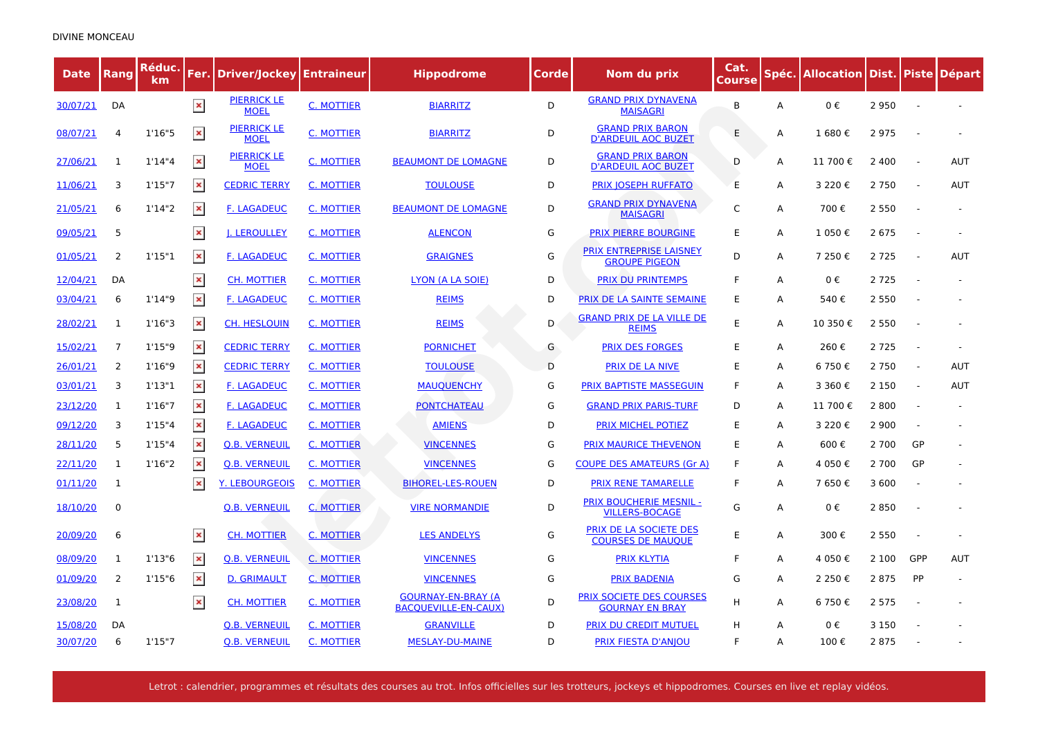DIVINE MONCEAU

| Date | Rang | Réduc. km | Fer. | Driver/Jockey | Entraineur | Hippodrome | Corde | Nom du prix | Cat. Course | Spéc. | Allocation | Dist. | Piste | Départ |
|---|---|---|---|---|---|---|---|---|---|---|---|---|---|---|
| 30/07/21 | DA | | ✖ | PIERRICK LE MOEL | C. MOTTIER | BIARRITZ | D | GRAND PRIX DYNAVENA MAISAGRI | B | A | 0 € | 2 950 | - | - |
| 08/07/21 | 4 | 1'16"5 | ✖ | PIERRICK LE MOEL | C. MOTTIER | BIARRITZ | D | GRAND PRIX BARON D'ARDEUIL AOC BUZET | E | A | 1 680 € | 2 975 | - | - |
| 27/06/21 | 1 | 1'14"4 | ✖ | PIERRICK LE MOEL | C. MOTTIER | BEAUMONT DE LOMAGNE | D | GRAND PRIX BARON D'ARDEUIL AOC BUZET | D | A | 11 700 € | 2 400 | - | AUT |
| 11/06/21 | 3 | 1'15"7 | ✖ | CEDRIC TERRY | C. MOTTIER | TOULOUSE | D | PRIX JOSEPH RUFFATO | E | A | 3 220 € | 2 750 | - | AUT |
| 21/05/21 | 6 | 1'14"2 | ✖ | F. LAGADEUC | C. MOTTIER | BEAUMONT DE LOMAGNE | D | GRAND PRIX DYNAVENA MAISAGRI | C | A | 700 € | 2 550 | - | - |
| 09/05/21 | 5 | | ✖ | J. LEROULLEY | C. MOTTIER | ALENCON | G | PRIX PIERRE BOURGINE | E | A | 1 050 € | 2 675 | - | - |
| 01/05/21 | 2 | 1'15"1 | ✖ | F. LAGADEUC | C. MOTTIER | GRAIGNES | G | PRIX ENTREPRISE LAISNEY GROUPE PIGEON | D | A | 7 250 € | 2 725 | - | AUT |
| 12/04/21 | DA | | ✖ | CH. MOTTIER | C. MOTTIER | LYON (A LA SOIE) | D | PRIX DU PRINTEMPS | F | A | 0 € | 2 725 | - | - |
| 03/04/21 | 6 | 1'14"9 | ✖ | F. LAGADEUC | C. MOTTIER | REIMS | D | PRIX DE LA SAINTE SEMAINE | E | A | 540 € | 2 550 | - | - |
| 28/02/21 | 1 | 1'16"3 | ✖ | CH. HESLOUIN | C. MOTTIER | REIMS | D | GRAND PRIX DE LA VILLE DE REIMS | E | A | 10 350 € | 2 550 | - | - |
| 15/02/21 | 7 | 1'15"9 | ✖ | CEDRIC TERRY | C. MOTTIER | PORNICHET | G | PRIX DES FORGES | E | A | 260 € | 2 725 | - | - |
| 26/01/21 | 2 | 1'16"9 | ✖ | CEDRIC TERRY | C. MOTTIER | TOULOUSE | D | PRIX DE LA NIVE | E | A | 6 750 € | 2 750 | - | AUT |
| 03/01/21 | 3 | 1'13"1 | ✖ | F. LAGADEUC | C. MOTTIER | MAUQUENCHY | G | PRIX BAPTISTE MASSEGUIN | F | A | 3 360 € | 2 150 | - | AUT |
| 23/12/20 | 1 | 1'16"7 | ✖ | F. LAGADEUC | C. MOTTIER | PONTCHATEAU | G | GRAND PRIX PARIS-TURF | D | A | 11 700 € | 2 800 | - | - |
| 09/12/20 | 3 | 1'15"4 | ✖ | F. LAGADEUC | C. MOTTIER | AMIENS | D | PRIX MICHEL POTIEZ | E | A | 3 220 € | 2 900 | - | - |
| 28/11/20 | 5 | 1'15"4 | ✖ | Q.B. VERNEUIL | C. MOTTIER | VINCENNES | G | PRIX MAURICE THEVENON | E | A | 600 € | 2 700 | GP | - |
| 22/11/20 | 1 | 1'16"2 | ✖ | Q.B. VERNEUIL | C. MOTTIER | VINCENNES | G | COUPE DES AMATEURS (Gr A) | F | A | 4 050 € | 2 700 | GP | - |
| 01/11/20 | 1 | | ✖ | Y. LEBOURGEOIS | C. MOTTIER | BIHOREL-LES-ROUEN | D | PRIX RENE TAMARELLE | F | A | 7 650 € | 3 600 | - | - |
| 18/10/20 | 0 | | | Q.B. VERNEUIL | C. MOTTIER | VIRE NORMANDIE | D | PRIX BOUCHERIE MESNIL - VILLERS-BOCAGE | G | A | 0 € | 2 850 | - | - |
| 20/09/20 | 6 | | ✖ | CH. MOTTIER | C. MOTTIER | LES ANDELYS | G | PRIX DE LA SOCIETE DES COURSES DE MAUQUE | E | A | 300 € | 2 550 | - | - |
| 08/09/20 | 1 | 1'13"6 | ✖ | Q.B. VERNEUIL | C. MOTTIER | VINCENNES | G | PRIX KLYTIA | F | A | 4 050 € | 2 100 | GPP | AUT |
| 01/09/20 | 2 | 1'15"6 | ✖ | D. GRIMAULT | C. MOTTIER | VINCENNES | G | PRIX BADENIA | G | A | 2 250 € | 2 875 | PP | - |
| 23/08/20 | 1 | | ✖ | CH. MOTTIER | C. MOTTIER | GOURNAY-EN-BRAY (A BACQUEVILLE-EN-CAUX) | D | PRIX SOCIETE DES COURSES GOURNAY EN BRAY | H | A | 6 750 € | 2 575 | - | - |
| 15/08/20 | DA | | | Q.B. VERNEUIL | C. MOTTIER | GRANVILLE | D | PRIX DU CREDIT MUTUEL | H | A | 0 € | 3 150 | - | - |
| 30/07/20 | 6 | 1'15"7 | | Q.B. VERNEUIL | C. MOTTIER | MESLAY-DU-MAINE | D | PRIX FIESTA D'ANJOU | F | A | 100 € | 2 875 | - | - |

Letrot : calendrier, programmes et résultats des courses au trot. Infos officielles sur les trotteurs, jockeys et hippodromes. Courses en live et replay vidéos.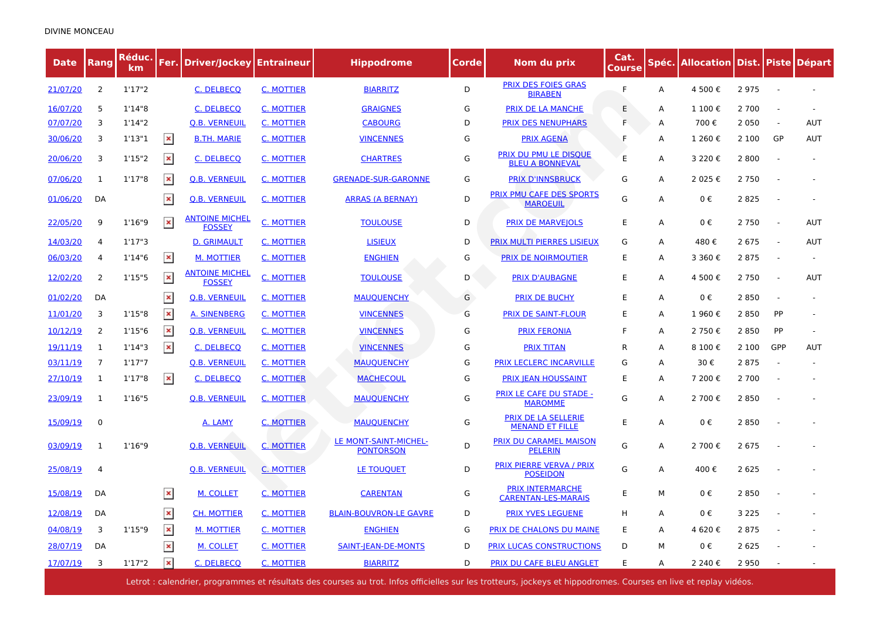DIVINE MONCEAU

| Date | Rang | Réduc. km | Fer. | Driver/Jockey | Entraineur | Hippodrome | Corde | Nom du prix | Cat. Course | Spéc. | Allocation | Dist. | Piste | Départ |
|---|---|---|---|---|---|---|---|---|---|---|---|---|---|---|
| 21/07/20 | 2 | 1'17"2 | | C. DELBECQ | C. MOTTIER | BIARRITZ | D | PRIX DES FOIES GRAS BIRABEN | F | A | 4 500 € | 2 975 | - | - |
| 16/07/20 | 5 | 1'14"8 | | C. DELBECQ | C. MOTTIER | GRAIGNES | G | PRIX DE LA MANCHE | E | A | 1 100 € | 2 700 | - | - |
| 07/07/20 | 3 | 1'14"2 | | Q.B. VERNEUIL | C. MOTTIER | CABOURG | D | PRIX DES NENUPHARS | F | A | 700 € | 2 050 | - | AUT |
| 30/06/20 | 3 | 1'13"1 | ✖ | B.TH. MARIE | C. MOTTIER | VINCENNES | G | PRIX AGENA | F | A | 1 260 € | 2 100 | GP | AUT |
| 20/06/20 | 3 | 1'15"2 | ✖ | C. DELBECQ | C. MOTTIER | CHARTRES | G | PRIX DU PMU LE DISQUE BLEU A BONNEVAL | E | A | 3 220 € | 2 800 | - | - |
| 07/06/20 | 1 | 1'17"8 | ✖ | Q.B. VERNEUIL | C. MOTTIER | GRENADE-SUR-GARONNE | G | PRIX D'INNSBRUCK | G | A | 2 025 € | 2 750 | - | - |
| 01/06/20 | DA | | ✖ | Q.B. VERNEUIL | C. MOTTIER | ARRAS (A BERNAY) | D | PRIX PMU CAFE DES SPORTS MAROEUIL | G | A | 0 € | 2 825 | - | - |
| 22/05/20 | 9 | 1'16"9 | ✖ | ANTOINE MICHEL FOSSEY | C. MOTTIER | TOULOUSE | D | PRIX DE MARVEJOLS | E | A | 0 € | 2 750 | - | AUT |
| 14/03/20 | 4 | 1'17"3 | | D. GRIMAULT | C. MOTTIER | LISIEUX | D | PRIX MULTI PIERRES LISIEUX | G | A | 480 € | 2 675 | - | AUT |
| 06/03/20 | 4 | 1'14"6 | ✖ | M. MOTTIER | C. MOTTIER | ENGHIEN | G | PRIX DE NOIRMOUTIER | E | A | 3 360 € | 2 875 | - | - |
| 12/02/20 | 2 | 1'15"5 | ✖ | ANTOINE MICHEL FOSSEY | C. MOTTIER | TOULOUSE | D | PRIX D'AUBAGNE | E | A | 4 500 € | 2 750 | - | AUT |
| 01/02/20 | DA | | ✖ | Q.B. VERNEUIL | C. MOTTIER | MAUQUENCHY | G | PRIX DE BUCHY | E | A | 0 € | 2 850 | - | - |
| 11/01/20 | 3 | 1'15"8 | ✖ | A. SINENBERG | C. MOTTIER | VINCENNES | G | PRIX DE SAINT-FLOUR | E | A | 1 960 € | 2 850 | PP | - |
| 10/12/19 | 2 | 1'15"6 | ✖ | Q.B. VERNEUIL | C. MOTTIER | VINCENNES | G | PRIX FERONIA | F | A | 2 750 € | 2 850 | PP | - |
| 19/11/19 | 1 | 1'14"3 | ✖ | C. DELBECQ | C. MOTTIER | VINCENNES | G | PRIX TITAN | R | A | 8 100 € | 2 100 | GPP | AUT |
| 03/11/19 | 7 | 1'17"7 | | Q.B. VERNEUIL | C. MOTTIER | MAUQUENCHY | G | PRIX LECLERC INCARVILLE | G | A | 30 € | 2 875 | - | - |
| 27/10/19 | 1 | 1'17"8 | ✖ | C. DELBECQ | C. MOTTIER | MACHECOUL | G | PRIX JEAN HOUSSAINT | E | A | 7 200 € | 2 700 | - | - |
| 23/09/19 | 1 | 1'16"5 | | Q.B. VERNEUIL | C. MOTTIER | MAUQUENCHY | G | PRIX LE CAFE DU STADE - MAROMME | G | A | 2 700 € | 2 850 | - | - |
| 15/09/19 | 0 | | | A. LAMY | C. MOTTIER | MAUQUENCHY | G | PRIX DE LA SELLERIE MENAND ET FILLE | E | A | 0 € | 2 850 | - | - |
| 03/09/19 | 1 | 1'16"9 | | Q.B. VERNEUIL | C. MOTTIER | LE MONT-SAINT-MICHEL-PONTORSON | D | PRIX DU CARAMEL MAISON PELERIN | G | A | 2 700 € | 2 675 | - | - |
| 25/08/19 | 4 | | | Q.B. VERNEUIL | C. MOTTIER | LE TOUQUET | D | PRIX PIERRE VERVA / PRIX POSEIDON | G | A | 400 € | 2 625 | - | - |
| 15/08/19 | DA | | ✖ | M. COLLET | C. MOTTIER | CARENTAN | G | PRIX INTERMARCHE CARENTAN-LES-MARAIS | E | M | 0 € | 2 850 | - | - |
| 12/08/19 | DA | | ✖ | CH. MOTTIER | C. MOTTIER | BLAIN-BOUVRON-LE GAVRE | D | PRIX YVES LEGUENE | H | A | 0 € | 3 225 | - | - |
| 04/08/19 | 3 | 1'15"9 | ✖ | M. MOTTIER | C. MOTTIER | ENGHIEN | G | PRIX DE CHALONS DU MAINE | E | A | 4 620 € | 2 875 | - | - |
| 28/07/19 | DA | | ✖ | M. COLLET | C. MOTTIER | SAINT-JEAN-DE-MONTS | D | PRIX LUCAS CONSTRUCTIONS | D | M | 0 € | 2 625 | - | - |
| 17/07/19 | 3 | 1'17"2 | ✖ | C. DELBECQ | C. MOTTIER | BIARRITZ | D | PRIX DU CAFE BLEU ANGLET | E | A | 2 240 € | 2 950 | - | - |

Letrot : calendrier, programmes et résultats des courses au trot. Infos officielles sur les trotteurs, jockeys et hippodromes. Courses en live et replay vidéos.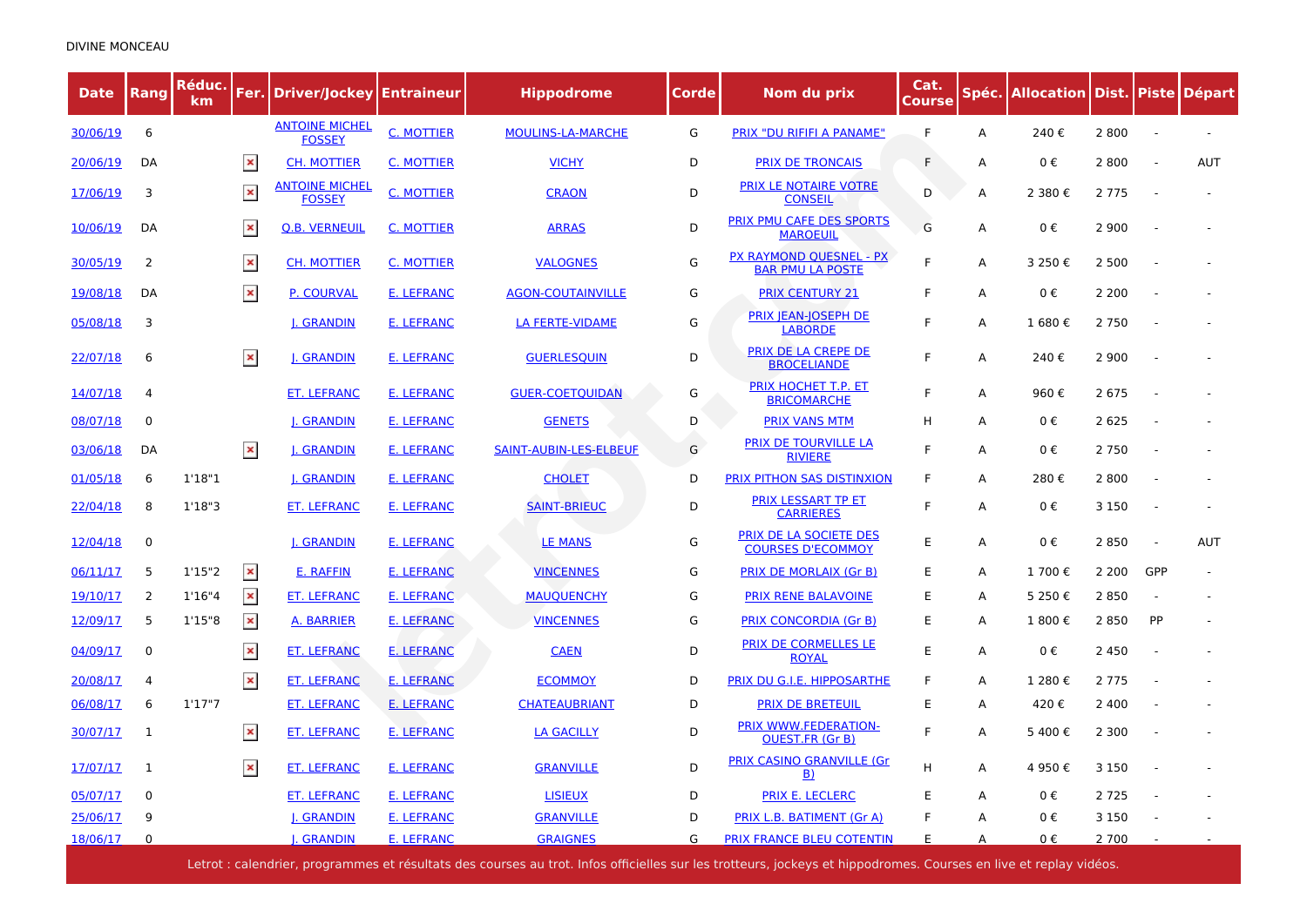DIVINE MONCEAU

| Date | Rang | Réduc. km | Fer. | Driver/Jockey | Entraineur | Hippodrome | Corde | Nom du prix | Cat. Course | Spéc. | Allocation | Dist. | Piste | Départ |
|---|---|---|---|---|---|---|---|---|---|---|---|---|---|---|
| 30/06/19 | 6 | | | ANTOINE MICHEL FOSSEY | C. MOTTIER | MOULINS-LA-MARCHE | G | PRIX "DU RIFIFI A PANAME" | F | A | 240 € | 2 800 | - | - |
| 20/06/19 | DA | | ✖ | CH. MOTTIER | C. MOTTIER | VICHY | D | PRIX DE TRONCAIS | F | A | 0 € | 2 800 | - | AUT |
| 17/06/19 | 3 | | ✖ | ANTOINE MICHEL FOSSEY | C. MOTTIER | CRAON | D | PRIX LE NOTAIRE VOTRE CONSEIL | D | A | 2 380 € | 2 775 | - | - |
| 10/06/19 | DA | | ✖ | O.B. VERNEUIL | C. MOTTIER | ARRAS | D | PRIX PMU CAFE DES SPORTS MAROEUIL | G | A | 0 € | 2 900 | - | - |
| 30/05/19 | 2 | | ✖ | CH. MOTTIER | C. MOTTIER | VALOGNES | G | PX RAYMOND QUESNEL - PX BAR PMU LA POSTE | F | A | 3 250 € | 2 500 | - | - |
| 19/08/18 | DA | | ✖ | P. COURVAL | E. LEFRANC | AGON-COUTAINVILLE | G | PRIX CENTURY 21 | F | A | 0 € | 2 200 | - | - |
| 05/08/18 | 3 | | | J. GRANDIN | E. LEFRANC | LA FERTE-VIDAME | G | PRIX JEAN-JOSEPH DE LABORDE | F | A | 1 680 € | 2 750 | - | - |
| 22/07/18 | 6 | | ✖ | J. GRANDIN | E. LEFRANC | GUERLESQUIN | D | PRIX DE LA CREPE DE BROCELIANDE | F | A | 240 € | 2 900 | - | - |
| 14/07/18 | 4 | | | ET. LEFRANC | E. LEFRANC | GUER-COETQUIDAN | G | PRIX HOCHET T.P. ET BRICOMARCHE | F | A | 960 € | 2 675 | - | - |
| 08/07/18 | 0 | | | J. GRANDIN | E. LEFRANC | GENETS | D | PRIX VANS MTM | H | A | 0 € | 2 625 | - | - |
| 03/06/18 | DA | | ✖ | J. GRANDIN | E. LEFRANC | SAINT-AUBIN-LES-ELBEUF | G | PRIX DE TOURVILLE LA RIVIERE | F | A | 0 € | 2 750 | - | - |
| 01/05/18 | 6 | 1'18"1 | | J. GRANDIN | E. LEFRANC | CHOLET | D | PRIX PITHON SAS DISTINXION | F | A | 280 € | 2 800 | - | - |
| 22/04/18 | 8 | 1'18"3 | | ET. LEFRANC | E. LEFRANC | SAINT-BRIEUC | D | PRIX LESSART TP ET CARRIERES | F | A | 0 € | 3 150 | - | - |
| 12/04/18 | 0 | | | J. GRANDIN | E. LEFRANC | LE MANS | G | PRIX DE LA SOCIETE DES COURSES D'ECOMMOY | E | A | 0 € | 2 850 | - | AUT |
| 06/11/17 | 5 | 1'15"2 | ✖ | E. RAFFIN | E. LEFRANC | VINCENNES | G | PRIX DE MORLAIX (Gr B) | E | A | 1 700 € | 2 200 | GPP | - |
| 19/10/17 | 2 | 1'16"4 | ✖ | ET. LEFRANC | E. LEFRANC | MAUQUENCHY | G | PRIX RENE BALAVOINE | E | A | 5 250 € | 2 850 | - | - |
| 12/09/17 | 5 | 1'15"8 | ✖ | A. BARRIER | E. LEFRANC | VINCENNES | G | PRIX CONCORDIA (Gr B) | E | A | 1 800 € | 2 850 | PP | - |
| 04/09/17 | 0 | | ✖ | ET. LEFRANC | E. LEFRANC | CAEN | D | PRIX DE CORMELLES LE ROYAL | E | A | 0 € | 2 450 | - | - |
| 20/08/17 | 4 | | ✖ | ET. LEFRANC | E. LEFRANC | ECOMMOY | D | PRIX DU G.I.E. HIPPOSARTHE | F | A | 1 280 € | 2 775 | - | - |
| 06/08/17 | 6 | 1'17"7 | | ET. LEFRANC | E. LEFRANC | CHATEAUBRIANT | D | PRIX DE BRETEUIL | E | A | 420 € | 2 400 | - | - |
| 30/07/17 | 1 | | ✖ | ET. LEFRANC | E. LEFRANC | LA GACILLY | D | PRIX WWW.FEDERATION-OUEST.FR (Gr B) | F | A | 5 400 € | 2 300 | - | - |
| 17/07/17 | 1 | | ✖ | ET. LEFRANC | E. LEFRANC | GRANVILLE | D | PRIX CASINO GRANVILLE (Gr B) | H | A | 4 950 € | 3 150 | - | - |
| 05/07/17 | 0 | | | ET. LEFRANC | E. LEFRANC | LISIEUX | D | PRIX E. LECLERC | E | A | 0 € | 2 725 | - | - |
| 25/06/17 | 9 | | | J. GRANDIN | E. LEFRANC | GRANVILLE | D | PRIX L.B. BATIMENT (Gr A) | F | A | 0 € | 3 150 | - | - |
| 18/06/17 | 0 | | | J. GRANDIN | E. LEFRANC | GRAIGNES | G | PRIX FRANCE BLEU COTENTIN | E | A | 0 € | 2 700 | - | - |

Letrot : calendrier, programmes et résultats des courses au trot. Infos officielles sur les trotteurs, jockeys et hippodromes. Courses en live et replay vidéos.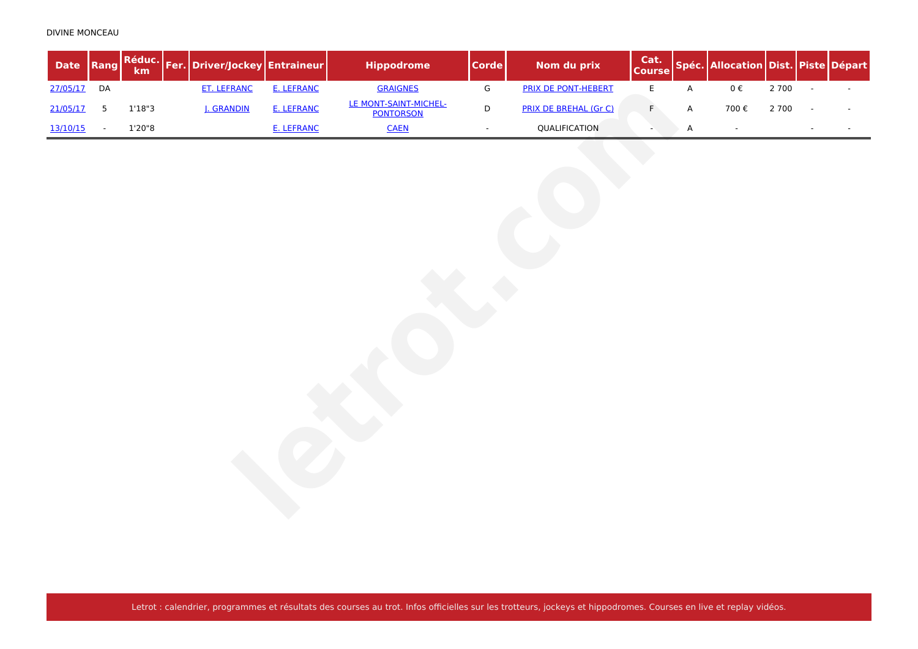DIVINE MONCEAU

| Date | Rang | Réduc. km | Fer. | Driver/Jockey | Entraineur | Hippodrome | Corde | Nom du prix | Cat. Course | Spéc. | Allocation | Dist. | Piste | Départ |
|---|---|---|---|---|---|---|---|---|---|---|---|---|---|---|
| 27/05/17 | DA | | | ET. LEFRANC | E. LEFRANC | GRAIGNES | G | PRIX DE PONT-HEBERT | E | A | 0 € | 2 700 | - | - |
| 21/05/17 | 5 | 1'18"3 | | J. GRANDIN | E. LEFRANC | LE MONT-SAINT-MICHEL-PONTORSON | D | PRIX DE BREHAL (Gr C) | F | A | 700 € | 2 700 | - | - |
| 13/10/15 | - | 1'20"8 | | | E. LEFRANC | CAEN | - | QUALIFICATION | - | A | - | | - | - |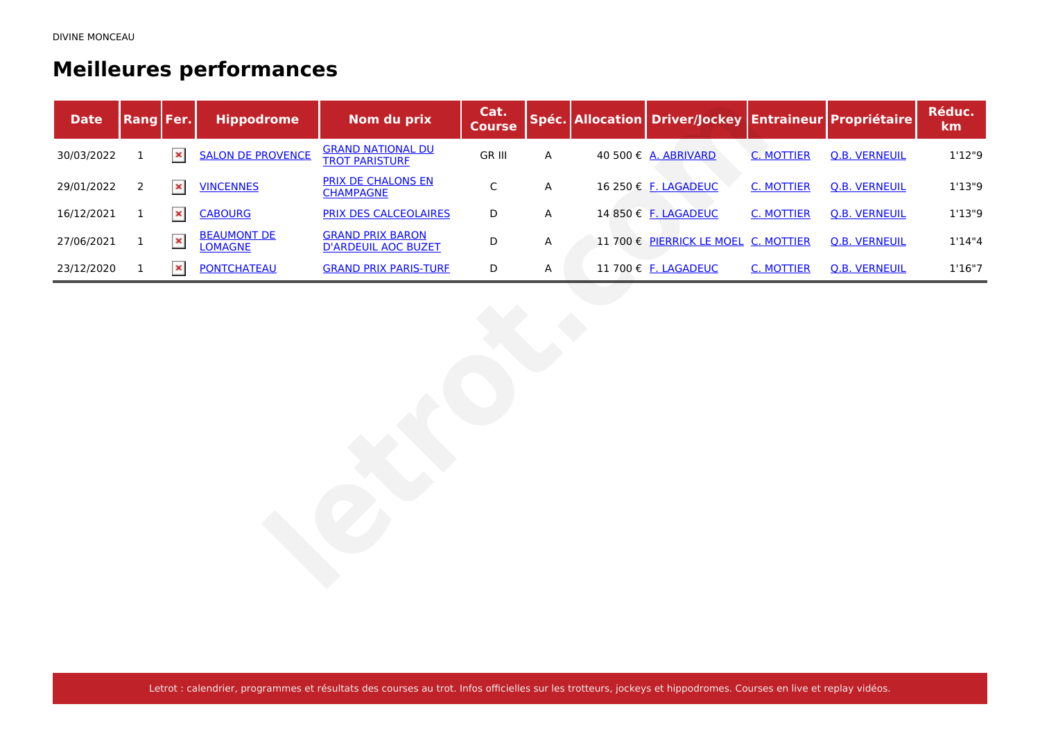DIVINE MONCEAU

# Meilleures performances

| Date | Rang | Fer. | Hippodrome | Nom du prix | Cat. Course | Spéc. | Allocation | Driver/Jockey | Entraineur | Propriétaire | Réduc. km |
|---|---|---|---|---|---|---|---|---|---|---|---|
| 30/03/2022 | 1 | | SALON DE PROVENCE | GRAND NATIONAL DU TROT PARISTURF | GR III | A | 40 500 € | A. ABRIVARD | C. MOTTIER | Q.B. VERNEUIL | 1'12"9 |
| 29/01/2022 | 2 | | VINCENNES | PRIX DE CHALONS EN CHAMPAGNE | C | A | 16 250 € | F. LAGADEUC | C. MOTTIER | Q.B. VERNEUIL | 1'13"9 |
| 16/12/2021 | 1 | | CABOURG | PRIX DES CALCEOLAIRES | D | A | 14 850 € | F. LAGADEUC | C. MOTTIER | Q.B. VERNEUIL | 1'13"9 |
| 27/06/2021 | 1 | | BEAUMONT DE LOMAGNE | GRAND PRIX BARON D'ARDEUIL AOC BUZET | D | A | 11 700 € | PIERRICK LE MOEL | C. MOTTIER | Q.B. VERNEUIL | 1'14"4 |
| 23/12/2020 | 1 | | PONTCHATEAU | GRAND PRIX PARIS-TURF | D | A | 11 700 € | F. LAGADEUC | C. MOTTIER | Q.B. VERNEUIL | 1'16"7 |

Letrot : calendrier, programmes et résultats des courses au trot. Infos officielles sur les trotteurs, jockeys et hippodromes. Courses en live et replay vidéos.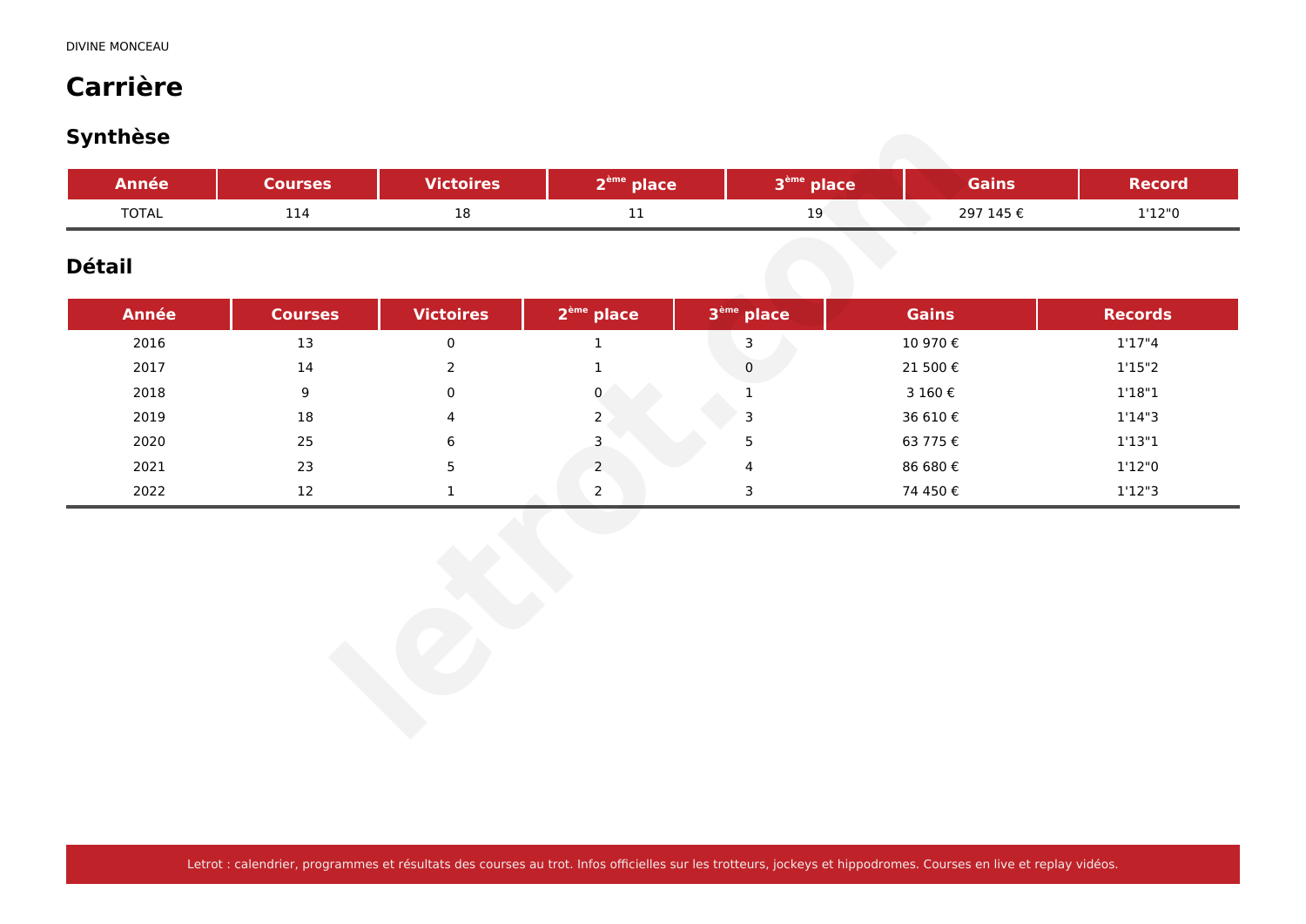DIVINE MONCEAU

# Carrière

## Synthèse

| Année | Courses | Victoires | 2ème place | 3ème place | Gains | Record |
|---|---|---|---|---|---|---|
| TOTAL | 114 | 18 | 11 | 19 | 297 145 € | 1'12"0 |

## Détail

| Année | Courses | Victoires | 2ème place | 3ème place | Gains | Records |
|---|---|---|---|---|---|---|
| 2016 | 13 | 0 | 1 | 3 | 10 970 € | 1'17"4 |
| 2017 | 14 | 2 | 1 | 0 | 21 500 € | 1'15"2 |
| 2018 | 9 | 0 | 0 | 1 | 3 160 € | 1'18"1 |
| 2019 | 18 | 4 | 2 | 3 | 36 610 € | 1'14"3 |
| 2020 | 25 | 6 | 3 | 5 | 63 775 € | 1'13"1 |
| 2021 | 23 | 5 | 2 | 4 | 86 680 € | 1'12"0 |
| 2022 | 12 | 1 | 2 | 3 | 74 450 € | 1'12"3 |